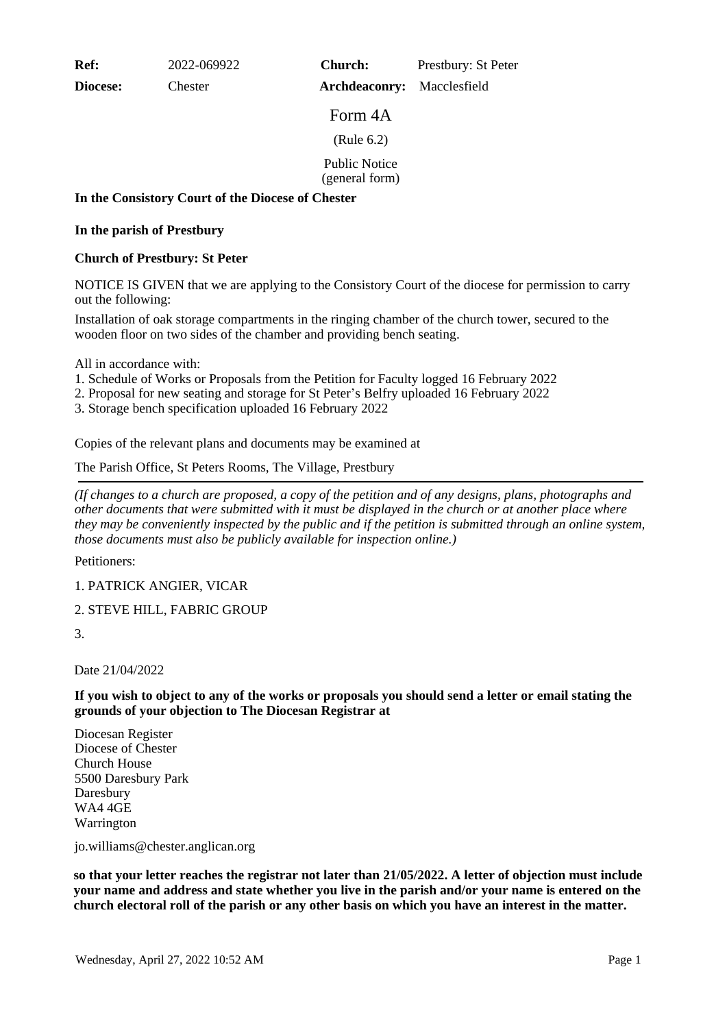| **Ref:** | 2022-069922 | **Church:** | Prestbury: St Peter |
|---|---|---|---|
| **Diocese:** | Chester | **Archdeaconry:** | Macclesfield |

# Form 4A

(Rule 6.2)

Public Notice
(general form)

**In the Consistory Court of the Diocese of Chester**

**In the parish of Prestbury**

**Church of Prestbury: St Peter**

NOTICE IS GIVEN that we are applying to the Consistory Court of the diocese for permission to carry out the following:

Installation of oak storage compartments in the ringing chamber of the church tower, secured to the wooden floor on two sides of the chamber and providing bench seating.

All in accordance with:
1. Schedule of Works or Proposals from the Petition for Faculty logged 16 February 2022
2. Proposal for new seating and storage for St Peter's Belfry uploaded 16 February 2022
3. Storage bench specification uploaded 16 February 2022

Copies of the relevant plans and documents may be examined at

The Parish Office, St Peters Rooms, The Village, Prestbury

---

*(If changes to a church are proposed, a copy of the petition and of any designs, plans, photographs and other documents that were submitted with it must be displayed in the church or at another place where they may be conveniently inspected by the public and if the petition is submitted through an online system, those documents must also be publicly available for inspection online.)*

Petitioners:

1. PATRICK ANGIER, VICAR

2. STEVE HILL, FABRIC GROUP

3.

Date 21/04/2022

**If you wish to object to any of the works or proposals you should send a letter or email stating the grounds of your objection to The Diocesan Registrar at**

Diocesan Register
Diocese of Chester
Church House
5500 Daresbury Park
Daresbury
WA4 4GE
Warrington

jo.williams@chester.anglican.org

**so that your letter reaches the registrar not later than 21/05/2022. A letter of objection must include your name and address and state whether you live in the parish and/or your name is entered on the church electoral roll of the parish or any other basis on which you have an interest in the matter.**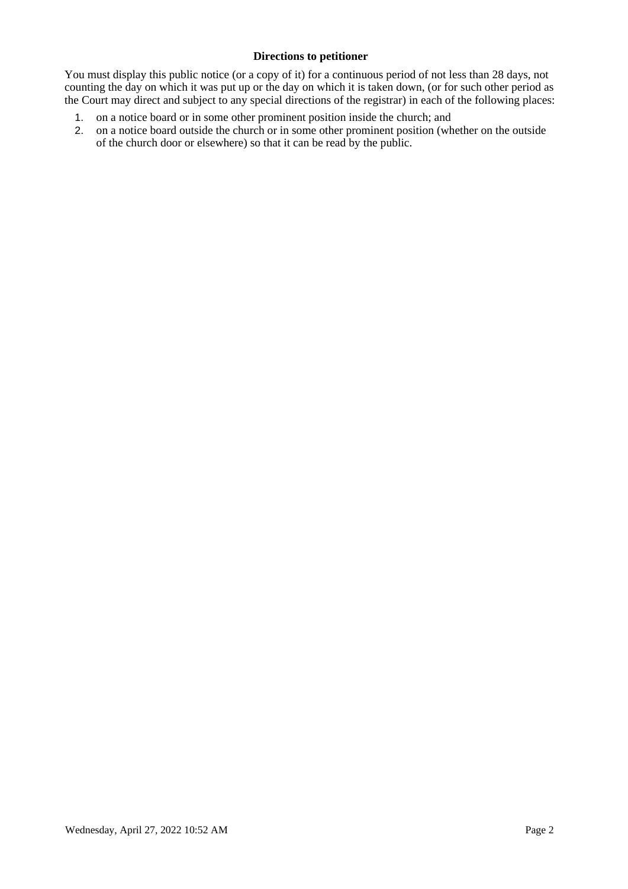**Directions to petitioner**

You must display this public notice (or a copy of it) for a continuous period of not less than 28 days, not counting the day on which it was put up or the day on which it is taken down, (or for such other period as the Court may direct and subject to any special directions of the registrar) in each of the following places:

1. on a notice board or in some other prominent position inside the church; and
2. on a notice board outside the church or in some other prominent position (whether on the outside of the church door or elsewhere) so that it can be read by the public.

Wednesday, April 27, 2022 10:52 AM